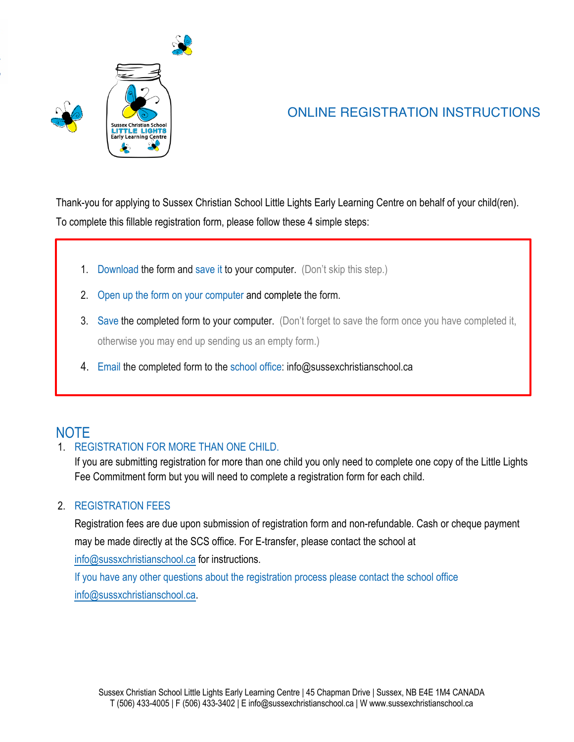# ONLINE REGISTRATION INSTRUCTIONS

Thank-you for applying to Sussex Christian School Little Lights Early Learning Centre on behalf of your child(ren). To complete this fillable registration form, please follow these 4 simple steps:

1. Download the form and save it to your computer. (Don't skip this step.)
2. Open up the form on your computer and complete the form.
3. Save the completed form to your computer. (Don't forget to save the form once you have completed it, otherwise you may end up sending us an empty form.)
4. Email the completed form to the school office: info@sussexchristianschool.ca

## NOTE

1. REGISTRATION FOR MORE THAN ONE CHILD.

   If you are submitting registration for more than one child you only need to complete one copy of the Little Lights Fee Commitment form but you will need to complete a registration form for each child.

2. REGISTRATION FEES

   Registration fees are due upon submission of registration form and non-refundable. Cash or cheque payment may be made directly at the SCS office. For E-transfer, please contact the school at info@sussxchristianschool.ca for instructions.

   If you have any other questions about the registration process please contact the school office info@sussxchristianschool.ca.

Sussex Christian School Little Lights Early Learning Centre | 45 Chapman Drive | Sussex, NB E4E 1M4 CANADA
T (506) 433-4005 | F (506) 433-3402 | E info@sussexchristianschool.ca | W www.sussexchristianschool.ca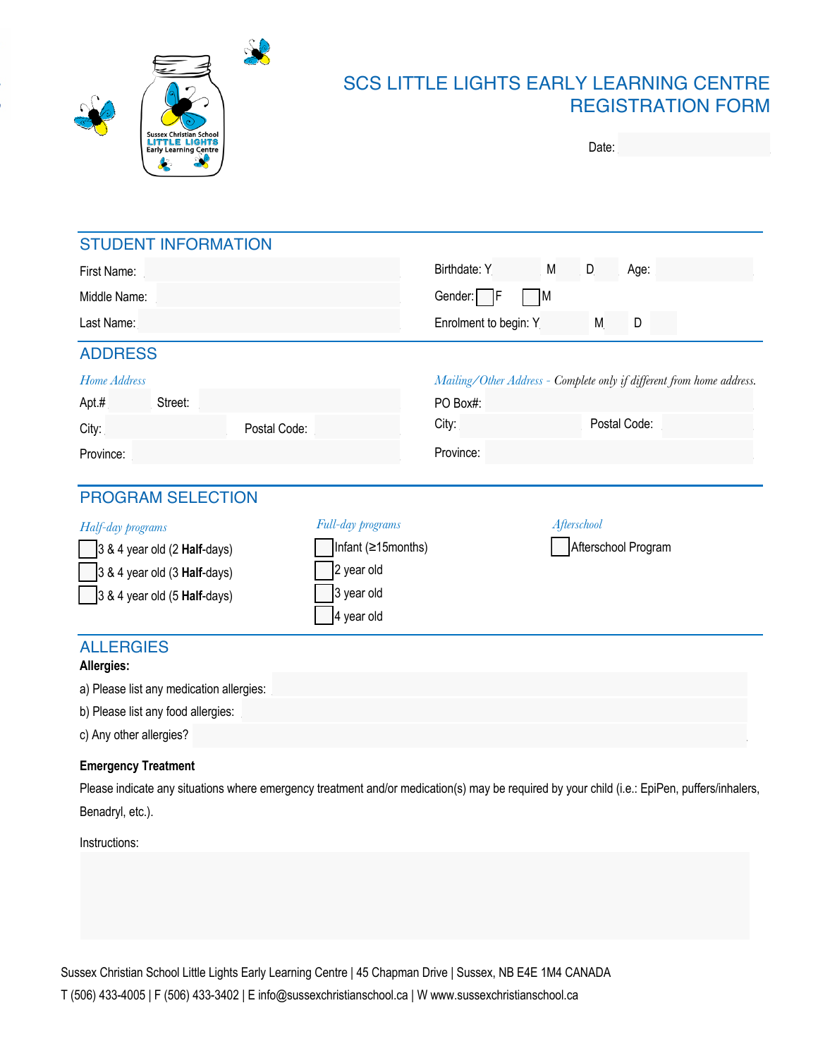# SCS LITTLE LIGHTS EARLY LEARNING CENTRE REGISTRATION FORM

Date:

## STUDENT INFORMATION

First Name:

Middle Name:

Last Name:

Birthdate: Y M D Age:

Gender: ☐ F ☐ M

Enrolment to begin: Y M D

## ADDRESS

*Home Address*

Apt.# Street:

City: Postal Code:

Province:

*Mailing/Other Address - Complete only if different from home address.*

PO Box#:

City: Postal Code:

Province:

## PROGRAM SELECTION

*Half-day programs*

- ☐ 3 & 4 year old (2 **Half**-days)
- ☐ 3 & 4 year old (3 **Half**-days)
- ☐ 3 & 4 year old (5 **Half**-days)

*Full-day programs*

- ☐ Infant (≥15months)
- ☐ 2 year old
- ☐ 3 year old
- ☐ 4 year old

*Afterschool*

- ☐ Afterschool Program

## ALLERGIES

**Allergies:**

a) Please list any medication allergies:

b) Please list any food allergies:

c) Any other allergies?

**Emergency Treatment**

Please indicate any situations where emergency treatment and/or medication(s) may be required by your child (i.e.: EpiPen, puffers/inhalers, Benadryl, etc.).

Instructions:

Sussex Christian School Little Lights Early Learning Centre | 45 Chapman Drive | Sussex, NB E4E 1M4 CANADA

T (506) 433-4005 | F (506) 433-3402 | E info@sussexchristianschool.ca | W www.sussexchristianschool.ca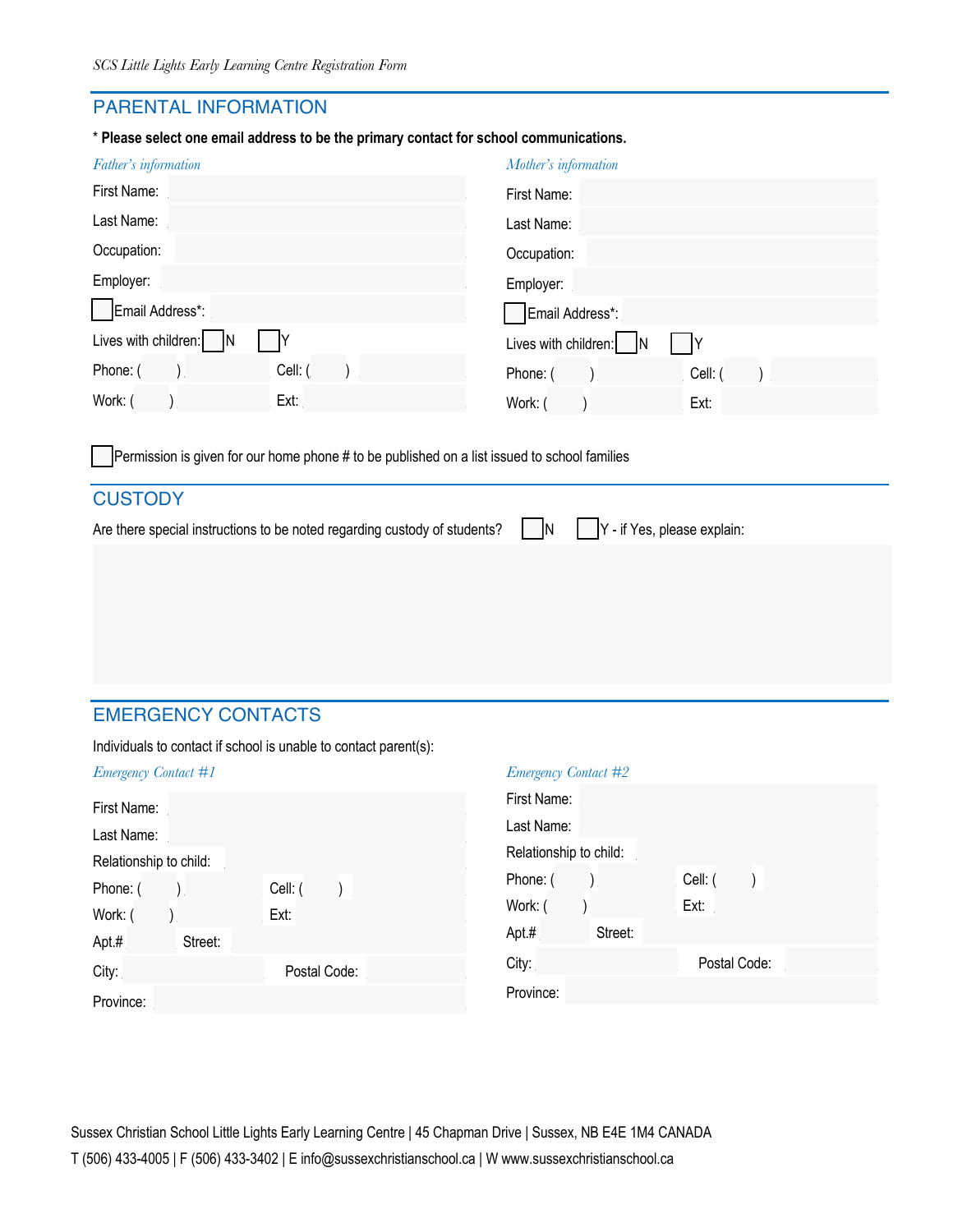## PARENTAL INFORMATION

**\* Please select one email address to be the primary contact for school communications.**

*Father's information*

First Name:

Last Name:

Occupation:

Employer:

☐ Email Address*:

Lives with children: ☐ N ☐ Y

Phone: ( )    Cell: ( )

Work: ( )    Ext:

*Mother's information*

First Name:

Last Name:

Occupation:

Employer:

☐ Email Address*:

Lives with children: ☐ N ☐ Y

Phone: ( )    Cell: ( )

Work: ( )    Ext:

☐ Permission is given for our home phone # to be published on a list issued to school families

## CUSTODY

Are there special instructions to be noted regarding custody of students? ☐ N ☐ Y - if Yes, please explain:

## EMERGENCY CONTACTS

Individuals to contact if school is unable to contact parent(s):

*Emergency Contact #1*

First Name:

Last Name:

Relationship to child:

Phone: ( )    Cell: ( )

Work: ( )    Ext:

Apt.#    Street:

City:    Postal Code:

Province:

*Emergency Contact #2*

First Name:

Last Name:

Relationship to child:

Phone: ( )    Cell: ( )

Work: ( )    Ext:

Apt.#    Street:

City:    Postal Code:

Province:

Sussex Christian School Little Lights Early Learning Centre | 45 Chapman Drive | Sussex, NB E4E 1M4 CANADA
T (506) 433-4005 | F (506) 433-3402 | E info@sussexchristianschool.ca | W www.sussexchristianschool.ca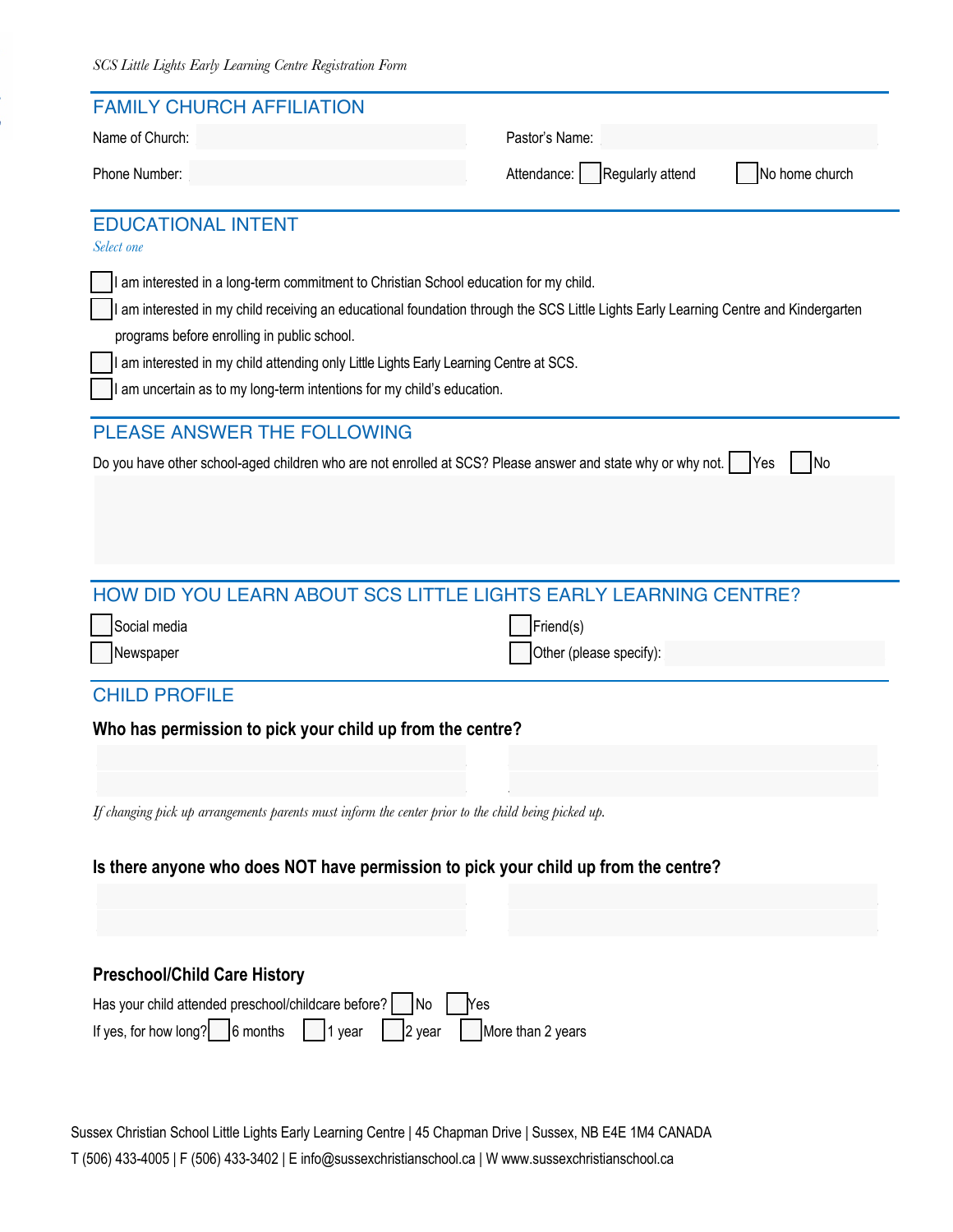## FAMILY CHURCH AFFILIATION

Name of Church: ______________________ Pastor's Name: ______________________

Phone Number: ______________________ Attendance: ☐ Regularly attend ☐ No home church

## EDUCATIONAL INTENT

*Select one*

- ☐ I am interested in a long-term commitment to Christian School education for my child.
- ☐ I am interested in my child receiving an educational foundation through the SCS Little Lights Early Learning Centre and Kindergarten programs before enrolling in public school.
- ☐ I am interested in my child attending only Little Lights Early Learning Centre at SCS.
- ☐ I am uncertain as to my long-term intentions for my child's education.

## PLEASE ANSWER THE FOLLOWING

Do you have other school-aged children who are not enrolled at SCS? Please answer and state why or why not. ☐ Yes ☐ No

## HOW DID YOU LEARN ABOUT SCS LITTLE LIGHTS EARLY LEARNING CENTRE?

- ☐ Social media
- ☐ Newspaper
- ☐ Friend(s)
- ☐ Other (please specify): ______________________

## CHILD PROFILE

**Who has permission to pick your child up from the centre?**

*If changing pick up arrangements parents must inform the center prior to the child being picked up.*

**Is there anyone who does NOT have permission to pick your child up from the centre?**

### Preschool/Child Care History

Has your child attended preschool/childcare before? ☐ No ☐ Yes

If yes, for how long? ☐ 6 months ☐ 1 year ☐ 2 year ☐ More than 2 years

Sussex Christian School Little Lights Early Learning Centre | 45 Chapman Drive | Sussex, NB E4E 1M4 CANADA

T (506) 433-4005 | F (506) 433-3402 | E info@sussexchristianschool.ca | W www.sussexchristianschool.ca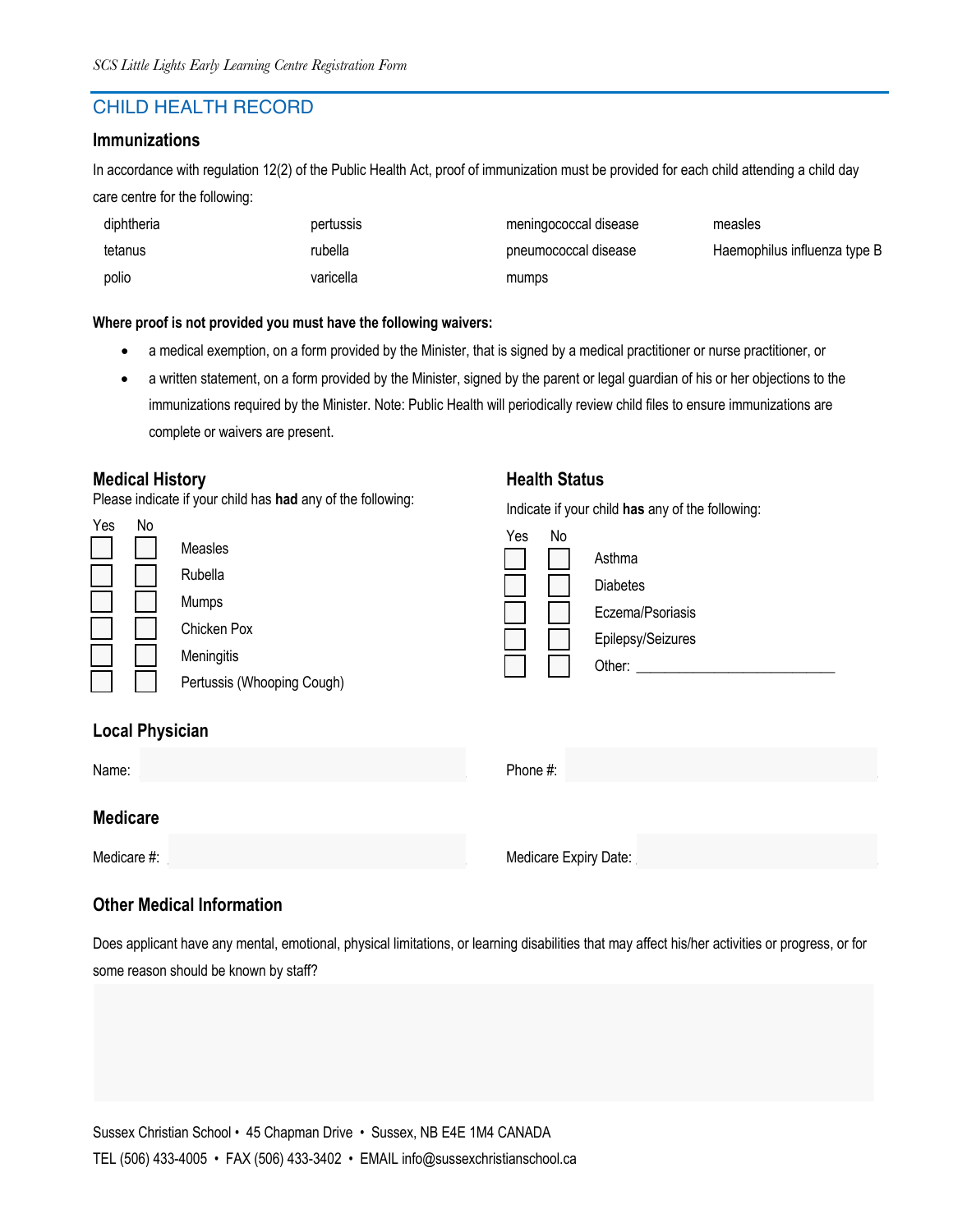## CHILD HEALTH RECORD

### Immunizations

In accordance with regulation 12(2) of the Public Health Act, proof of immunization must be provided for each child attending a child day care centre for the following:

| | | | |
|---|---|---|---|
| diphtheria | pertussis | meningococcal disease | measles |
| tetanus | rubella | pneumococcal disease | Haemophilus influenza type B |
| polio | varicella | mumps | |

**Where proof is not provided you must have the following waivers:**

- a medical exemption, on a form provided by the Minister, that is signed by a medical practitioner or nurse practitioner, or
- a written statement, on a form provided by the Minister, signed by the parent or legal guardian of his or her objections to the immunizations required by the Minister. Note: Public Health will periodically review child files to ensure immunizations are complete or waivers are present.

### Medical History

Please indicate if your child has **had** any of the following:

| Yes | No | |
|---|---|---|
| ☐ | ☐ | Measles |
| ☐ | ☐ | Rubella |
| ☐ | ☐ | Mumps |
| ☐ | ☐ | Chicken Pox |
| ☐ | ☐ | Meningitis |
| ☐ | ☐ | Pertussis (Whooping Cough) |

### Health Status

Indicate if your child **has** any of the following:

| Yes | No | |
|---|---|---|
| ☐ | ☐ | Asthma |
| ☐ | ☐ | Diabetes |
| ☐ | ☐ | Eczema/Psoriasis |
| ☐ | ☐ | Epilepsy/Seizures |
| ☐ | ☐ | Other: ___________________________ |

### Local Physician

Name: ____________________ Phone #: ____________________

### Medicare

Medicare #: ____________________ Medicare Expiry Date: ____________________

### Other Medical Information

Does applicant have any mental, emotional, physical limitations, or learning disabilities that may affect his/her activities or progress, or for some reason should be known by staff?

Sussex Christian School • 45 Chapman Drive • Sussex, NB E4E 1M4 CANADA
TEL (506) 433-4005 • FAX (506) 433-3402 • EMAIL info@sussexchristianschool.ca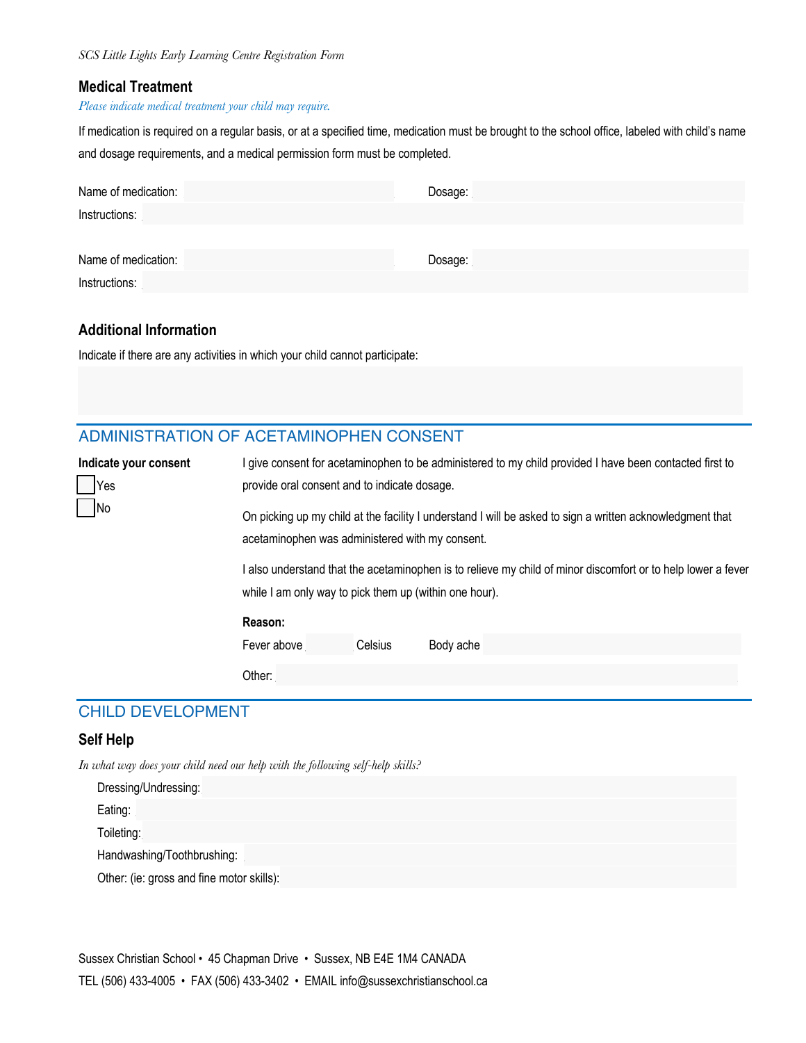## Medical Treatment

*Please indicate medical treatment your child may require.*

If medication is required on a regular basis, or at a specified time, medication must be brought to the school office, labeled with child's name and dosage requirements, and a medical permission form must be completed.

Name of medication: Dosage:

Instructions:

Name of medication: Dosage:

Instructions:

## Additional Information

Indicate if there are any activities in which your child cannot participate:

## ADMINISTRATION OF ACETAMINOPHEN CONSENT

**Indicate your consent**

☐ Yes

☐ No

I give consent for acetaminophen to be administered to my child provided I have been contacted first to provide oral consent and to indicate dosage.

On picking up my child at the facility I understand I will be asked to sign a written acknowledgment that acetaminophen was administered with my consent.

I also understand that the acetaminophen is to relieve my child of minor discomfort or to help lower a fever while I am only way to pick them up (within one hour).

**Reason:**

Fever above Celsius Body ache

Other:

## CHILD DEVELOPMENT

### Self Help

*In what way does your child need our help with the following self-help skills?*

Dressing/Undressing:

Eating:

Toileting:

Handwashing/Toothbrushing:

Other: (ie: gross and fine motor skills):

Sussex Christian School • 45 Chapman Drive • Sussex, NB E4E 1M4 CANADA

TEL (506) 433-4005 • FAX (506) 433-3402 • EMAIL info@sussexchristianschool.ca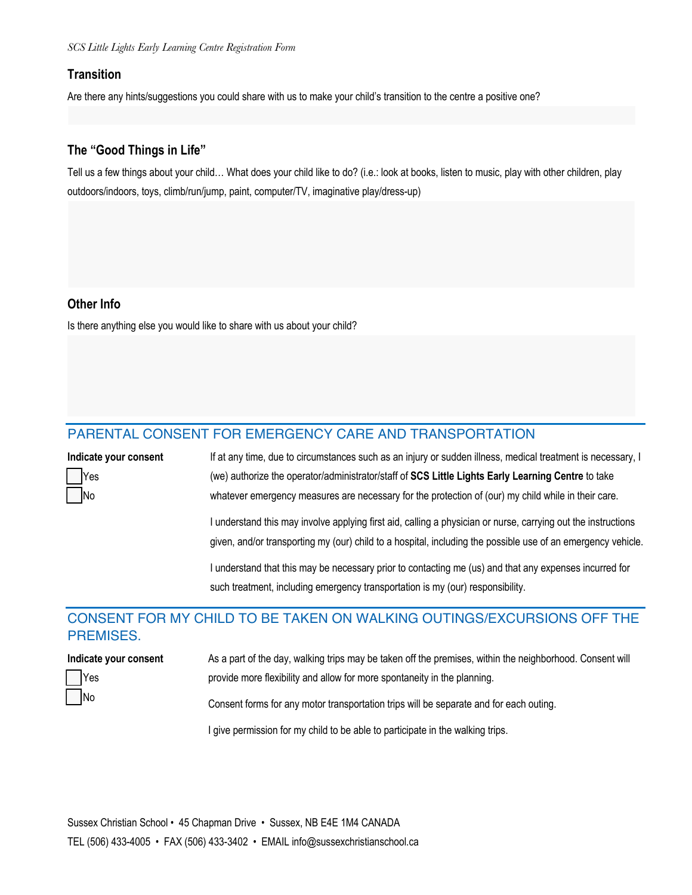### Transition

Are there any hints/suggestions you could share with us to make your child's transition to the centre a positive one?

### The "Good Things in Life"

Tell us a few things about your child… What does your child like to do? (i.e.: look at books, listen to music, play with other children, play outdoors/indoors, toys, climb/run/jump, paint, computer/TV, imaginative play/dress-up)

### Other Info

Is there anything else you would like to share with us about your child?

## PARENTAL CONSENT FOR EMERGENCY CARE AND TRANSPORTATION

**Indicate your consent**

- [ ] Yes
- [ ] No

If at any time, due to circumstances such as an injury or sudden illness, medical treatment is necessary, I (we) authorize the operator/administrator/staff of **SCS Little Lights Early Learning Centre** to take whatever emergency measures are necessary for the protection of (our) my child while in their care.

I understand this may involve applying first aid, calling a physician or nurse, carrying out the instructions given, and/or transporting my (our) child to a hospital, including the possible use of an emergency vehicle.

I understand that this may be necessary prior to contacting me (us) and that any expenses incurred for such treatment, including emergency transportation is my (our) responsibility.

## CONSENT FOR MY CHILD TO BE TAKEN ON WALKING OUTINGS/EXCURSIONS OFF THE PREMISES.

**Indicate your consent**

- [ ] Yes
- [ ] No

As a part of the day, walking trips may be taken off the premises, within the neighborhood. Consent will provide more flexibility and allow for more spontaneity in the planning.

Consent forms for any motor transportation trips will be separate and for each outing.

I give permission for my child to be able to participate in the walking trips.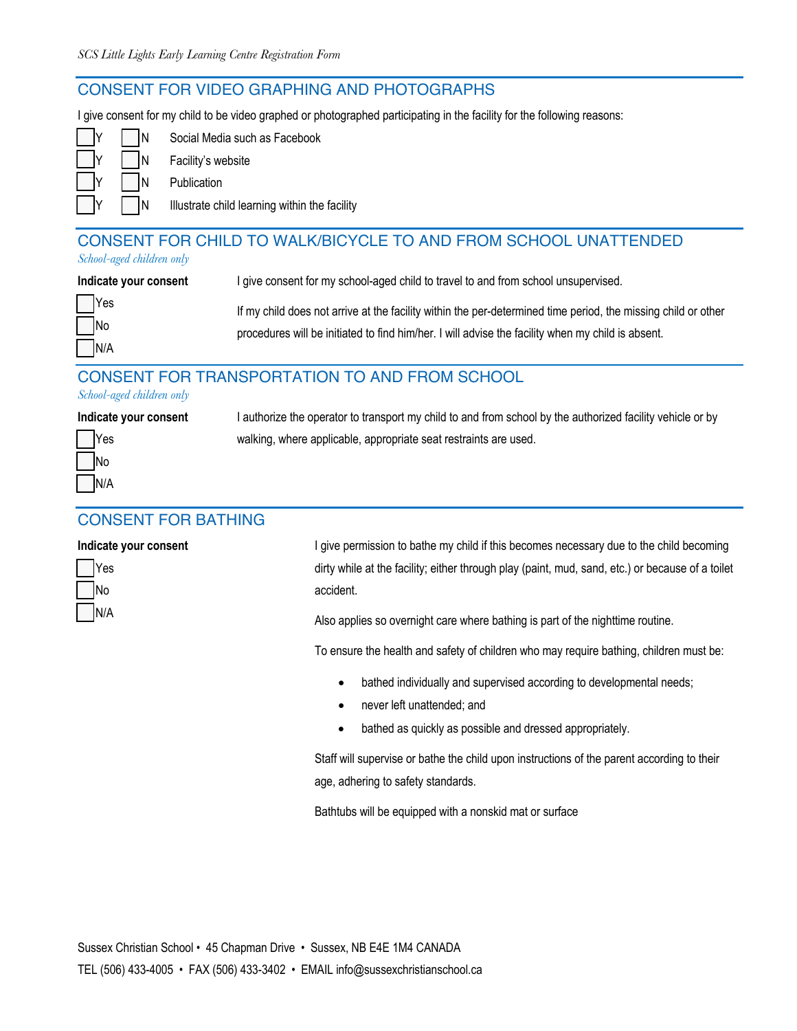## CONSENT FOR VIDEO GRAPHING AND PHOTOGRAPHS

I give consent for my child to be video graphed or photographed participating in the facility for the following reasons:

☐ Y ☐ N Social Media such as Facebook

☐ Y ☐ N Facility's website

☐ Y ☐ N Publication

☐ Y ☐ N Illustrate child learning within the facility

## CONSENT FOR CHILD TO WALK/BICYCLE TO AND FROM SCHOOL UNATTENDED

*School-aged children only*

**Indicate your consent**

☐ Yes

☐ No

☐ N/A

I give consent for my school-aged child to travel to and from school unsupervised.

If my child does not arrive at the facility within the per-determined time period, the missing child or other procedures will be initiated to find him/her. I will advise the facility when my child is absent.

## CONSENT FOR TRANSPORTATION TO AND FROM SCHOOL

*School-aged children only*

**Indicate your consent**

☐ Yes

☐ No

☐ N/A

I authorize the operator to transport my child to and from school by the authorized facility vehicle or by walking, where applicable, appropriate seat restraints are used.

## CONSENT FOR BATHING

**Indicate your consent**

☐ Yes

☐ No

☐ N/A

I give permission to bathe my child if this becomes necessary due to the child becoming dirty while at the facility; either through play (paint, mud, sand, etc.) or because of a toilet accident.

Also applies so overnight care where bathing is part of the nighttime routine.

To ensure the health and safety of children who may require bathing, children must be:

- bathed individually and supervised according to developmental needs;
- never left unattended; and
- bathed as quickly as possible and dressed appropriately.

Staff will supervise or bathe the child upon instructions of the parent according to their age, adhering to safety standards.

Bathtubs will be equipped with a nonskid mat or surface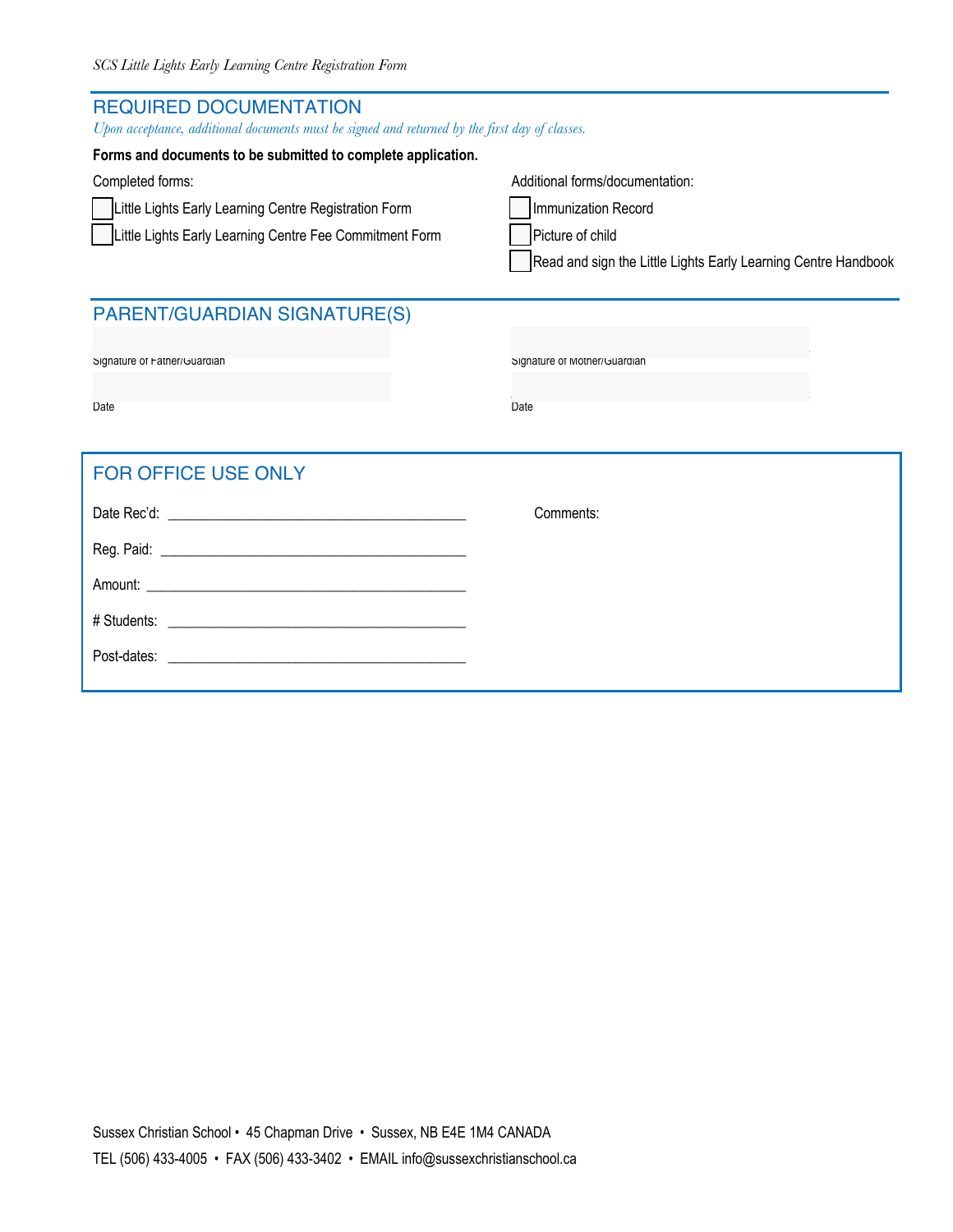## REQUIRED DOCUMENTATION

*Upon acceptance, additional documents must be signed and returned by the first day of classes.*

**Forms and documents to be submitted to complete application.**

Completed forms:

- ☐ Little Lights Early Learning Centre Registration Form
- ☐ Little Lights Early Learning Centre Fee Commitment Form

Additional forms/documentation:

- ☐ Immunization Record
- ☐ Picture of child
- ☐ Read and sign the Little Lights Early Learning Centre Handbook

## PARENT/GUARDIAN SIGNATURE(S)

Signature of Father/Guardian

Date

Signature of Mother/Guardian

Date

## FOR OFFICE USE ONLY

Date Rec'd: ________________________________________

Reg. Paid: ________________________________________

Amount: ________________________________________

# Students: ________________________________________

Post-dates: ________________________________________

Comments:

Sussex Christian School • 45 Chapman Drive • Sussex, NB E4E 1M4 CANADA

TEL (506) 433-4005 • FAX (506) 433-3402 • EMAIL info@sussexchristianschool.ca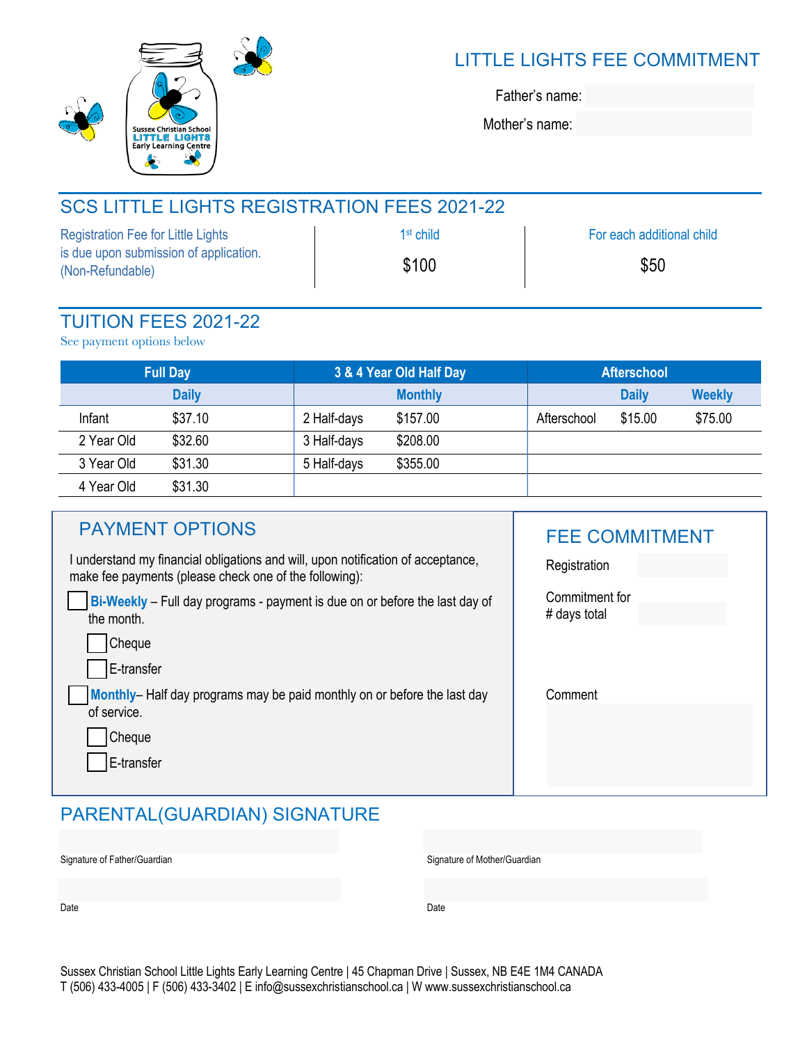# LITTLE LIGHTS FEE COMMITMENT

Father's name:

Mother's name:

## SCS LITTLE LIGHTS REGISTRATION FEES 2021-22

| Registration Fee for Little Lights is due upon submission of application. (Non-Refundable) | 1st child | For each additional child |
|---|---|---|
| | $100 | $50 |

## TUITION FEES 2021-22

See payment options below

| Full Day | | 3 & 4 Year Old Half Day | | Afterschool | | |
|---|---|---|---|---|---|---|
| | Daily | | Monthly | | Daily | Weekly |
| Infant | $37.10 | 2 Half-days | $157.00 | Afterschool | $15.00 | $75.00 |
| 2 Year Old | $32.60 | 3 Half-days | $208.00 | | | |
| 3 Year Old | $31.30 | 5 Half-days | $355.00 | | | |
| 4 Year Old | $31.30 | | | | | |

## PAYMENT OPTIONS

I understand my financial obligations and will, upon notification of acceptance, make fee payments (please check one of the following):

- ☐ **Bi-Weekly** – Full day programs - payment is due on or before the last day of the month.
  - ☐ Cheque
  - ☐ E-transfer
- ☐ **Monthly**– Half day programs may be paid monthly on or before the last day of service.
  - ☐ Cheque
  - ☐ E-transfer

## FEE COMMITMENT

Registration

Commitment for # days total

Comment

## PARENTAL(GUARDIAN) SIGNATURE

Signature of Father/Guardian

Date

Signature of Mother/Guardian

Date

Sussex Christian School Little Lights Early Learning Centre | 45 Chapman Drive | Sussex, NB E4E 1M4 CANADA
T (506) 433-4005 | F (506) 433-3402 | E info@sussexchristianschool.ca | W www.sussexchristianschool.ca